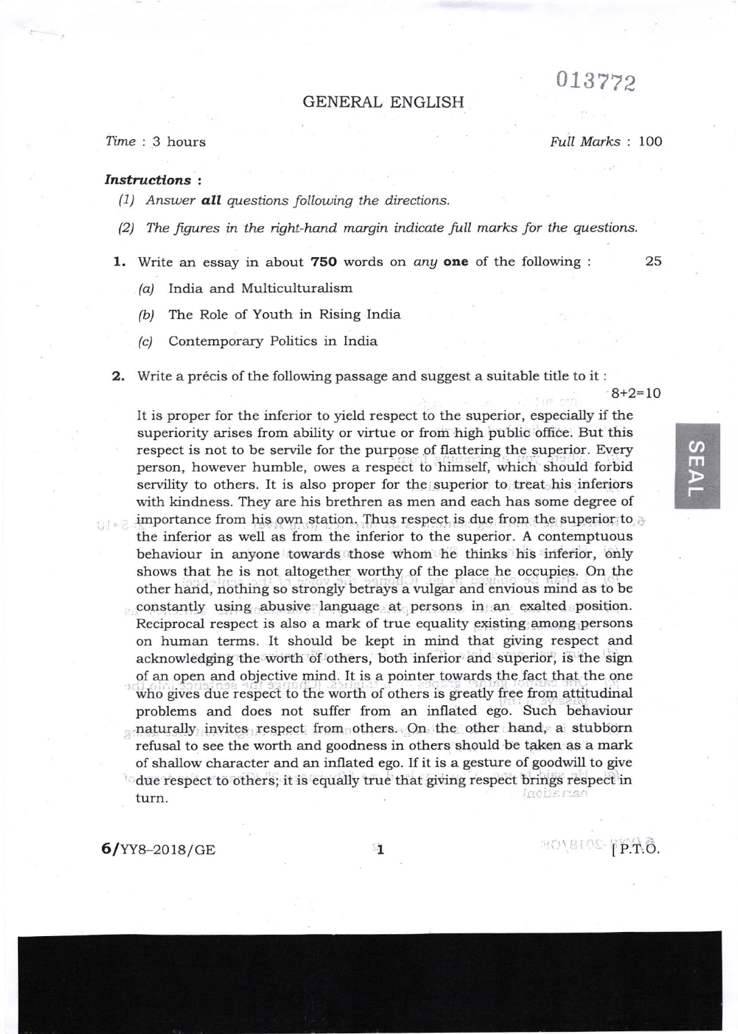013772

# GENERAL ENGLISH

*Time* : 3 hours *Full Marks* : 100

***Instructions*** :

*(1) Answer* ***all*** *questions following the directions.*

*(2) The figures in the right-hand margin indicate full marks for the questions.*

**1.** Write an essay in about **750** words on *any* **one** of the following : 25

*(a)* India and Multiculturalism

*(b)* The Role of Youth in Rising India

*(c)* Contemporary Politics in India

**2.** Write a précis of the following passage and suggest a suitable title to it : 8+2=10

It is proper for the inferior to yield respect to the superior, especially if the superiority arises from ability or virtue or from high public office. But this respect is not to be servile for the purpose of flattering the superior. Every person, however humble, owes a respect to himself, which should forbid servility to others. It is also proper for the superior to treat his inferiors with kindness. They are his brethren as men and each has some degree of importance from his own station. Thus respect is due from the superior to the inferior as well as from the inferior to the superior. A contemptuous behaviour in anyone towards those whom he thinks his inferior, only shows that he is not altogether worthy of the place he occupies. On the other hand, nothing so strongly betrays a vulgar and envious mind as to be constantly using abusive language at persons in an exalted position. Reciprocal respect is also a mark of true equality existing among persons on human terms. It should be kept in mind that giving respect and acknowledging the worth of others, both inferior and superior, is the sign of an open and objective mind. It is a pointer towards the fact that the one who gives due respect to the worth of others is greatly free from attitudinal problems and does not suffer from an inflated ego. Such behaviour naturally invites respect from others. On the other hand, a stubborn refusal to see the worth and goodness in others should be taken as a mark of shallow character and an inflated ego. If it is a gesture of goodwill to give due respect to others, it is equally true that giving respect brings respect in turn.

6/YY8–2018/GE [P.T.O.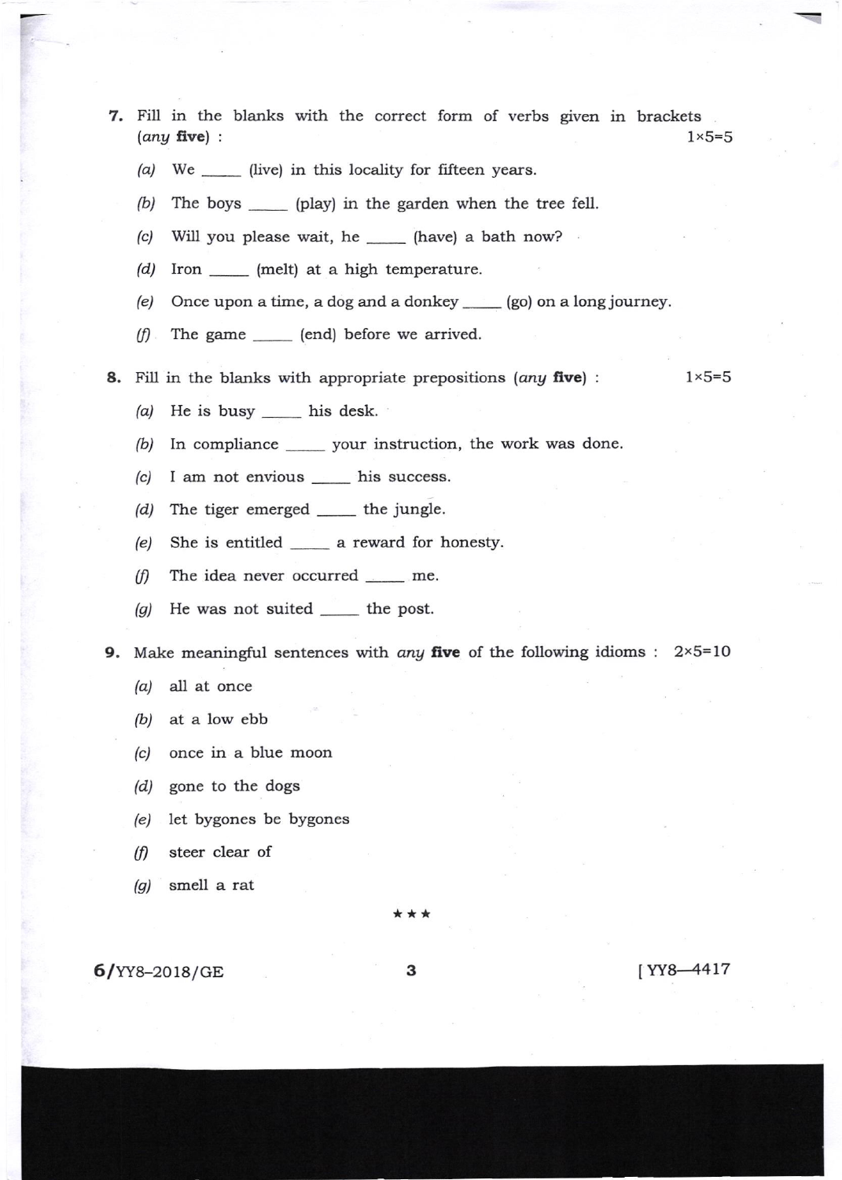7. Fill in the blanks with the correct form of verbs given in brackets (*any* **five**) : 1×5=5

   *(a)* We _____ (live) in this locality for fifteen years.

   *(b)* The boys _____ (play) in the garden when the tree fell.

   *(c)* Will you please wait, he _____ (have) a bath now?

   *(d)* Iron _____ (melt) at a high temperature.

   *(e)* Once upon a time, a dog and a donkey _____ (go) on a long journey.

   *(f)* The game _____ (end) before we arrived.

8. Fill in the blanks with appropriate prepositions (*any* **five**) : 1×5=5

   *(a)* He is busy _____ his desk.

   *(b)* In compliance _____ your instruction, the work was done.

   *(c)* I am not envious _____ his success.

   *(d)* The tiger emerged _____ the jungle.

   *(e)* She is entitled _____ a reward for honesty.

   *(f)* The idea never occurred _____ me.

   *(g)* He was not suited _____ the post.

9. Make meaningful sentences with *any* **five** of the following idioms : 2×5=10

   *(a)* all at once

   *(b)* at a low ebb

   *(c)* once in a blue moon

   *(d)* gone to the dogs

   *(e)* let bygones be bygones

   *(f)* steer clear of

   *(g)* smell a rat

★★★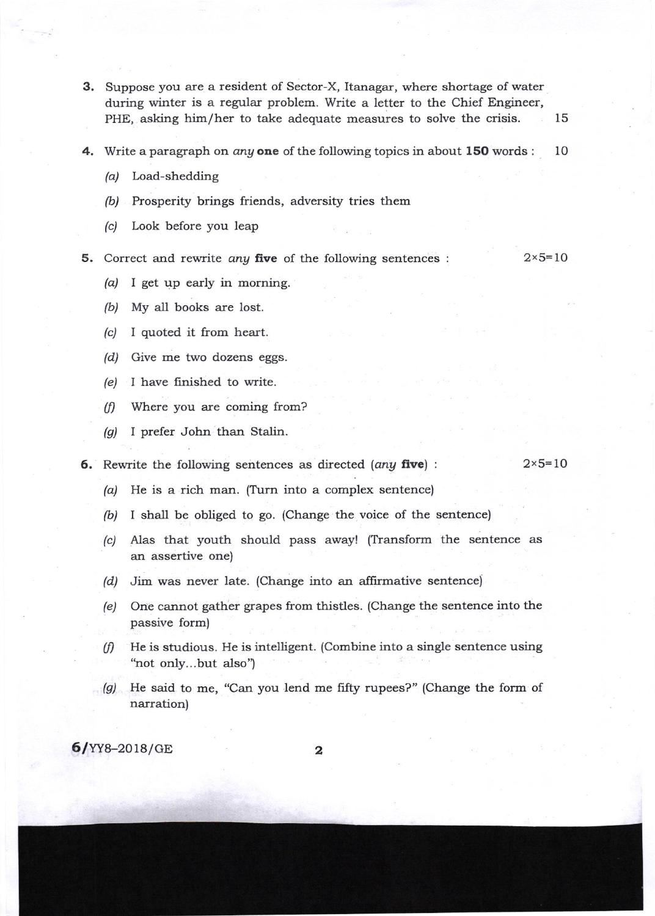3. Suppose you are a resident of Sector-X, Itanagar, where shortage of water during winter is a regular problem. Write a letter to the Chief Engineer, PHE, asking him/her to take adequate measures to solve the crisis. 15

4. Write a paragraph on *any* **one** of the following topics in about **150** words : 10

   *(a)* Load-shedding

   *(b)* Prosperity brings friends, adversity tries them

   *(c)* Look before you leap

5. Correct and rewrite *any* **five** of the following sentences : 2×5=10

   *(a)* I get up early in morning.

   *(b)* My all books are lost.

   *(c)* I quoted it from heart.

   *(d)* Give me two dozens eggs.

   *(e)* I have finished to write.

   *(f)* Where you are coming from?

   *(g)* I prefer John than Stalin.

6. Rewrite the following sentences as directed (*any* **five**) : 2×5=10

   *(a)* He is a rich man. (Turn into a complex sentence)

   *(b)* I shall be obliged to go. (Change the voice of the sentence)

   *(c)* Alas that youth should pass away! (Transform the sentence as an assertive one)

   *(d)* Jim was never late. (Change into an affirmative sentence)

   *(e)* One cannot gather grapes from thistles. (Change the sentence into the passive form)

   *(f)* He is studious. He is intelligent. (Combine into a single sentence using "not only...but also")

   *(g)* He said to me, "Can you lend me fifty rupees?" (Change the form of narration)

6/YY8–2018/GE